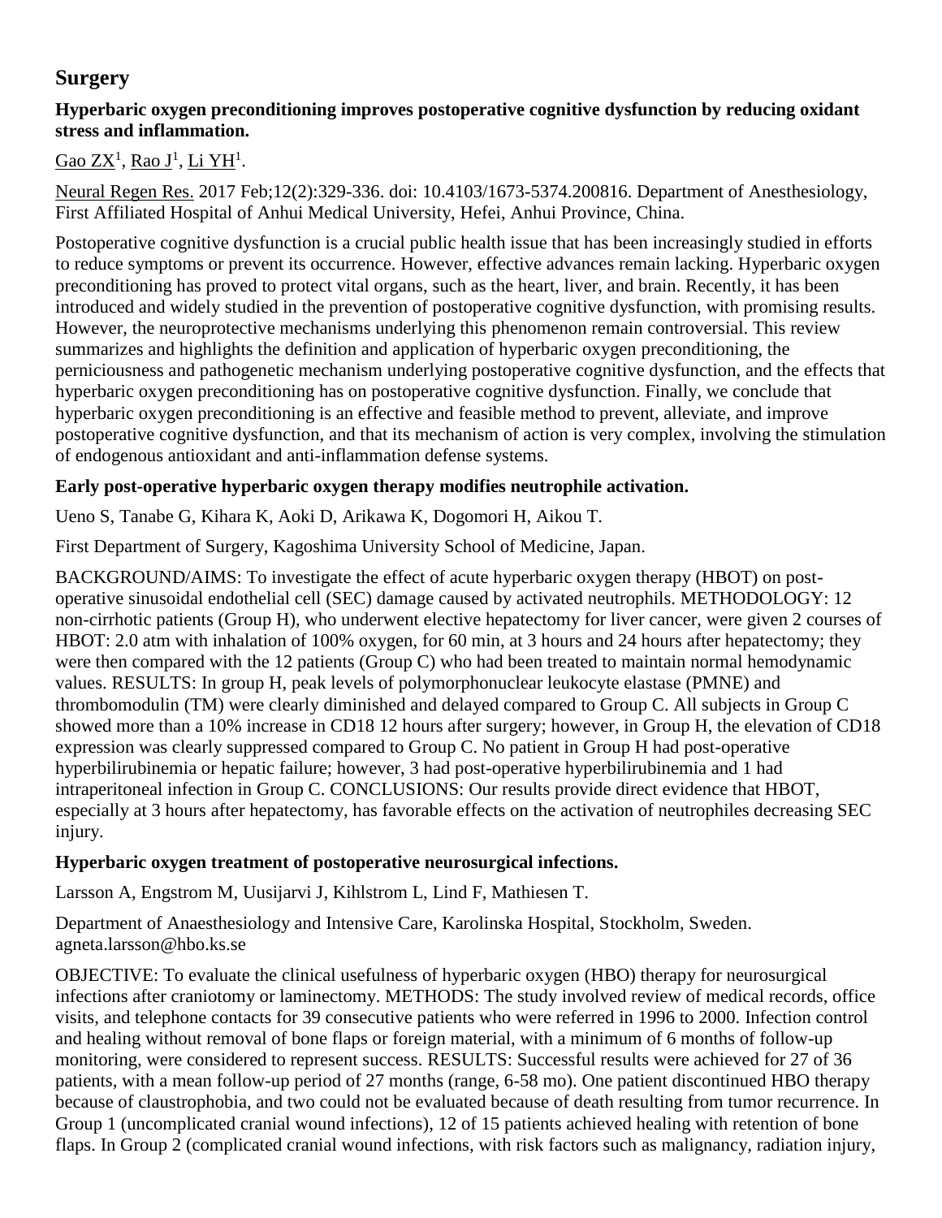## Surgery

### Hyperbaric oxygen preconditioning improves postoperative cognitive dysfunction by reducing oxidant stress and inflammation.

Gao ZX[1], Rao J[1], Li YH[1].

Neural Regen Res. 2017 Feb;12(2):329-336. doi: 10.4103/1673-5374.200816. Department of Anesthesiology, First Affiliated Hospital of Anhui Medical University, Hefei, Anhui Province, China.

Postoperative cognitive dysfunction is a crucial public health issue that has been increasingly studied in efforts to reduce symptoms or prevent its occurrence. However, effective advances remain lacking. Hyperbaric oxygen preconditioning has proved to protect vital organs, such as the heart, liver, and brain. Recently, it has been introduced and widely studied in the prevention of postoperative cognitive dysfunction, with promising results. However, the neuroprotective mechanisms underlying this phenomenon remain controversial. This review summarizes and highlights the definition and application of hyperbaric oxygen preconditioning, the perniciousness and pathogenetic mechanism underlying postoperative cognitive dysfunction, and the effects that hyperbaric oxygen preconditioning has on postoperative cognitive dysfunction. Finally, we conclude that hyperbaric oxygen preconditioning is an effective and feasible method to prevent, alleviate, and improve postoperative cognitive dysfunction, and that its mechanism of action is very complex, involving the stimulation of endogenous antioxidant and anti-inflammation defense systems.

### Early post-operative hyperbaric oxygen therapy modifies neutrophile activation.

Ueno S, Tanabe G, Kihara K, Aoki D, Arikawa K, Dogomori H, Aikou T.

First Department of Surgery, Kagoshima University School of Medicine, Japan.

BACKGROUND/AIMS: To investigate the effect of acute hyperbaric oxygen therapy (HBOT) on post-operative sinusoidal endothelial cell (SEC) damage caused by activated neutrophils. METHODOLOGY: 12 non-cirrhotic patients (Group H), who underwent elective hepatectomy for liver cancer, were given 2 courses of HBOT: 2.0 atm with inhalation of 100% oxygen, for 60 min, at 3 hours and 24 hours after hepatectomy; they were then compared with the 12 patients (Group C) who had been treated to maintain normal hemodynamic values. RESULTS: In group H, peak levels of polymorphonuclear leukocyte elastase (PMNE) and thrombomodulin (TM) were clearly diminished and delayed compared to Group C. All subjects in Group C showed more than a 10% increase in CD18 12 hours after surgery; however, in Group H, the elevation of CD18 expression was clearly suppressed compared to Group C. No patient in Group H had post-operative hyperbilirubinemia or hepatic failure; however, 3 had post-operative hyperbilirubinemia and 1 had intraperitoneal infection in Group C. CONCLUSIONS: Our results provide direct evidence that HBOT, especially at 3 hours after hepatectomy, has favorable effects on the activation of neutrophiles decreasing SEC injury.

### Hyperbaric oxygen treatment of postoperative neurosurgical infections.

Larsson A, Engstrom M, Uusijarvi J, Kihlstrom L, Lind F, Mathiesen T.

Department of Anaesthesiology and Intensive Care, Karolinska Hospital, Stockholm, Sweden. agneta.larsson@hbo.ks.se

OBJECTIVE: To evaluate the clinical usefulness of hyperbaric oxygen (HBO) therapy for neurosurgical infections after craniotomy or laminectomy. METHODS: The study involved review of medical records, office visits, and telephone contacts for 39 consecutive patients who were referred in 1996 to 2000. Infection control and healing without removal of bone flaps or foreign material, with a minimum of 6 months of follow-up monitoring, were considered to represent success. RESULTS: Successful results were achieved for 27 of 36 patients, with a mean follow-up period of 27 months (range, 6-58 mo). One patient discontinued HBO therapy because of claustrophobia, and two could not be evaluated because of death resulting from tumor recurrence. In Group 1 (uncomplicated cranial wound infections), 12 of 15 patients achieved healing with retention of bone flaps. In Group 2 (complicated cranial wound infections, with risk factors such as malignancy, radiation injury,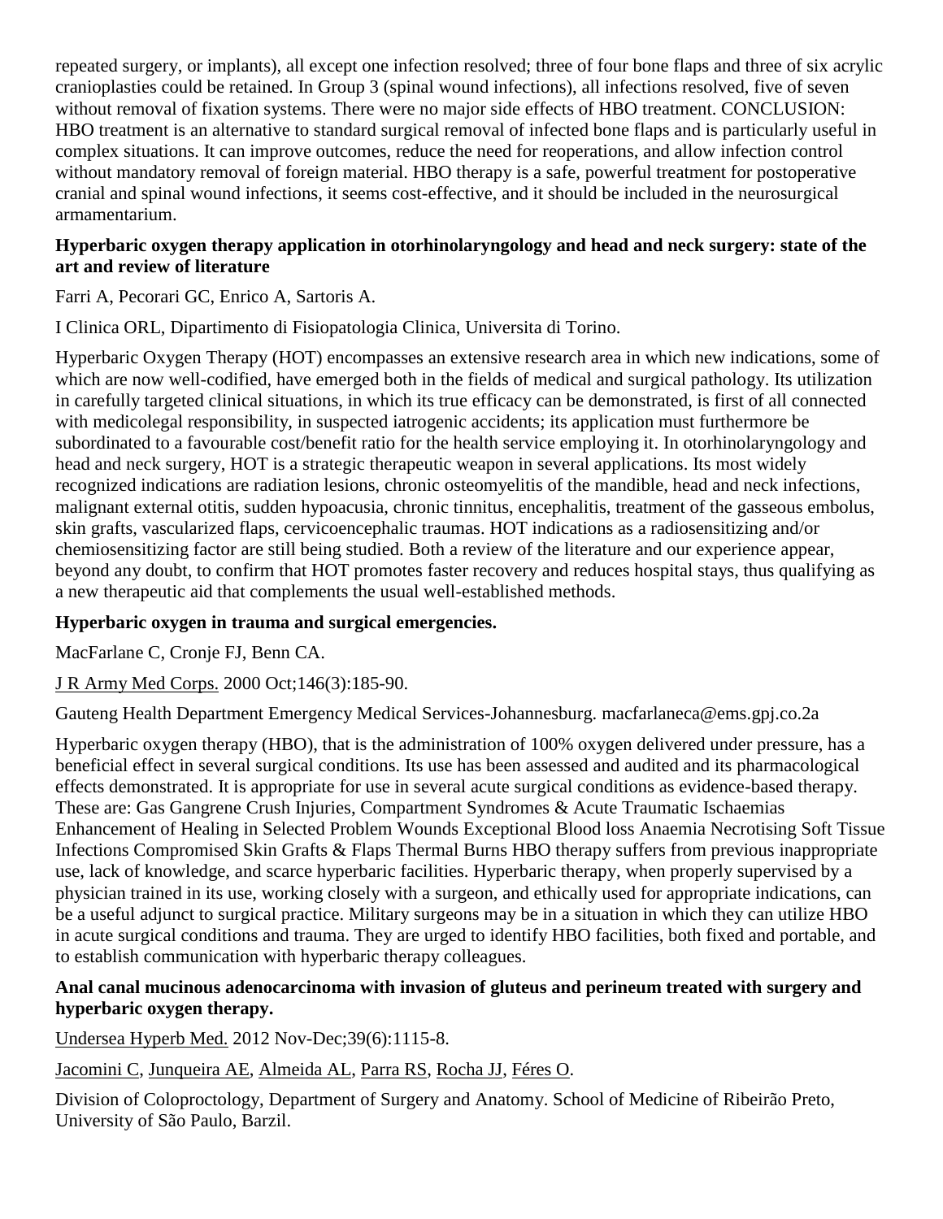repeated surgery, or implants), all except one infection resolved; three of four bone flaps and three of six acrylic cranioplasties could be retained. In Group 3 (spinal wound infections), all infections resolved, five of seven without removal of fixation systems. There were no major side effects of HBO treatment. CONCLUSION: HBO treatment is an alternative to standard surgical removal of infected bone flaps and is particularly useful in complex situations. It can improve outcomes, reduce the need for reoperations, and allow infection control without mandatory removal of foreign material. HBO therapy is a safe, powerful treatment for postoperative cranial and spinal wound infections, it seems cost-effective, and it should be included in the neurosurgical armamentarium.

**Hyperbaric oxygen therapy application in otorhinolaryngology and head and neck surgery: state of the art and review of literature**

Farri A, Pecorari GC, Enrico A, Sartoris A.

I Clinica ORL, Dipartimento di Fisiopatologia Clinica, Universita di Torino.

Hyperbaric Oxygen Therapy (HOT) encompasses an extensive research area in which new indications, some of which are now well-codified, have emerged both in the fields of medical and surgical pathology. Its utilization in carefully targeted clinical situations, in which its true efficacy can be demonstrated, is first of all connected with medicolegal responsibility, in suspected iatrogenic accidents; its application must furthermore be subordinated to a favourable cost/benefit ratio for the health service employing it. In otorhinolaryngology and head and neck surgery, HOT is a strategic therapeutic weapon in several applications. Its most widely recognized indications are radiation lesions, chronic osteomyelitis of the mandible, head and neck infections, malignant external otitis, sudden hypoacusia, chronic tinnitus, encephalitis, treatment of the gasseous embolus, skin grafts, vascularized flaps, cervicoencephalic traumas. HOT indications as a radiosensitizing and/or chemiosensitizing factor are still being studied. Both a review of the literature and our experience appear, beyond any doubt, to confirm that HOT promotes faster recovery and reduces hospital stays, thus qualifying as a new therapeutic aid that complements the usual well-established methods.

**Hyperbaric oxygen in trauma and surgical emergencies.**

MacFarlane C, Cronje FJ, Benn CA.

J R Army Med Corps. 2000 Oct;146(3):185-90.

Gauteng Health Department Emergency Medical Services-Johannesburg. macfarlaneca@ems.gpj.co.2a

Hyperbaric oxygen therapy (HBO), that is the administration of 100% oxygen delivered under pressure, has a beneficial effect in several surgical conditions. Its use has been assessed and audited and its pharmacological effects demonstrated. It is appropriate for use in several acute surgical conditions as evidence-based therapy. These are: Gas Gangrene Crush Injuries, Compartment Syndromes & Acute Traumatic Ischaemias Enhancement of Healing in Selected Problem Wounds Exceptional Blood loss Anaemia Necrotising Soft Tissue Infections Compromised Skin Grafts & Flaps Thermal Burns HBO therapy suffers from previous inappropriate use, lack of knowledge, and scarce hyperbaric facilities. Hyperbaric therapy, when properly supervised by a physician trained in its use, working closely with a surgeon, and ethically used for appropriate indications, can be a useful adjunct to surgical practice. Military surgeons may be in a situation in which they can utilize HBO in acute surgical conditions and trauma. They are urged to identify HBO facilities, both fixed and portable, and to establish communication with hyperbaric therapy colleagues.

**Anal canal mucinous adenocarcinoma with invasion of gluteus and perineum treated with surgery and hyperbaric oxygen therapy.**

Undersea Hyperb Med. 2012 Nov-Dec;39(6):1115-8.

Jacomini C, Junqueira AE, Almeida AL, Parra RS, Rocha JJ, Féres O.

Division of Coloproctology, Department of Surgery and Anatomy. School of Medicine of Ribeirão Preto, University of São Paulo, Barzil.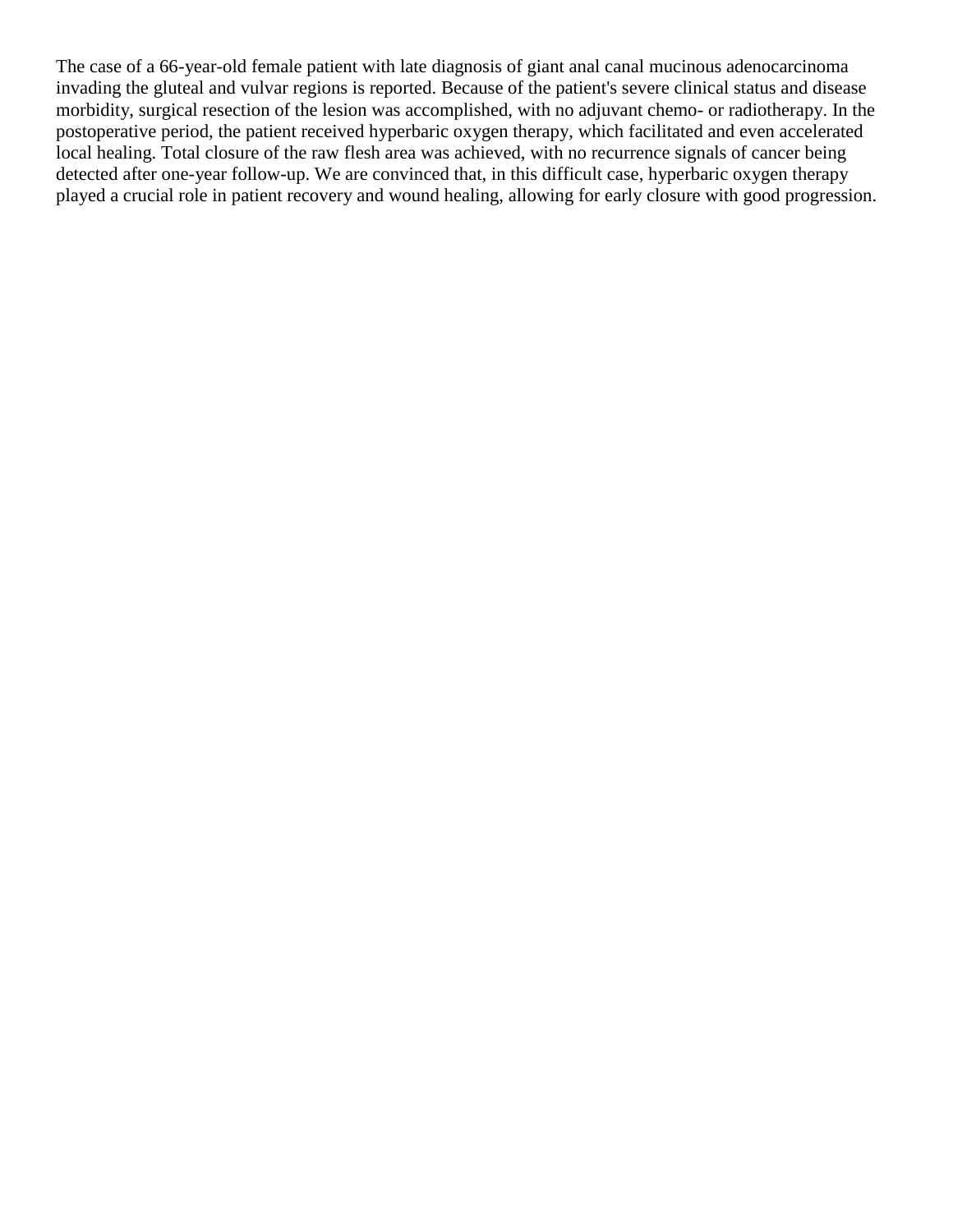The case of a 66-year-old female patient with late diagnosis of giant anal canal mucinous adenocarcinoma invading the gluteal and vulvar regions is reported. Because of the patient's severe clinical status and disease morbidity, surgical resection of the lesion was accomplished, with no adjuvant chemo- or radiotherapy. In the postoperative period, the patient received hyperbaric oxygen therapy, which facilitated and even accelerated local healing. Total closure of the raw flesh area was achieved, with no recurrence signals of cancer being detected after one-year follow-up. We are convinced that, in this difficult case, hyperbaric oxygen therapy played a crucial role in patient recovery and wound healing, allowing for early closure with good progression.